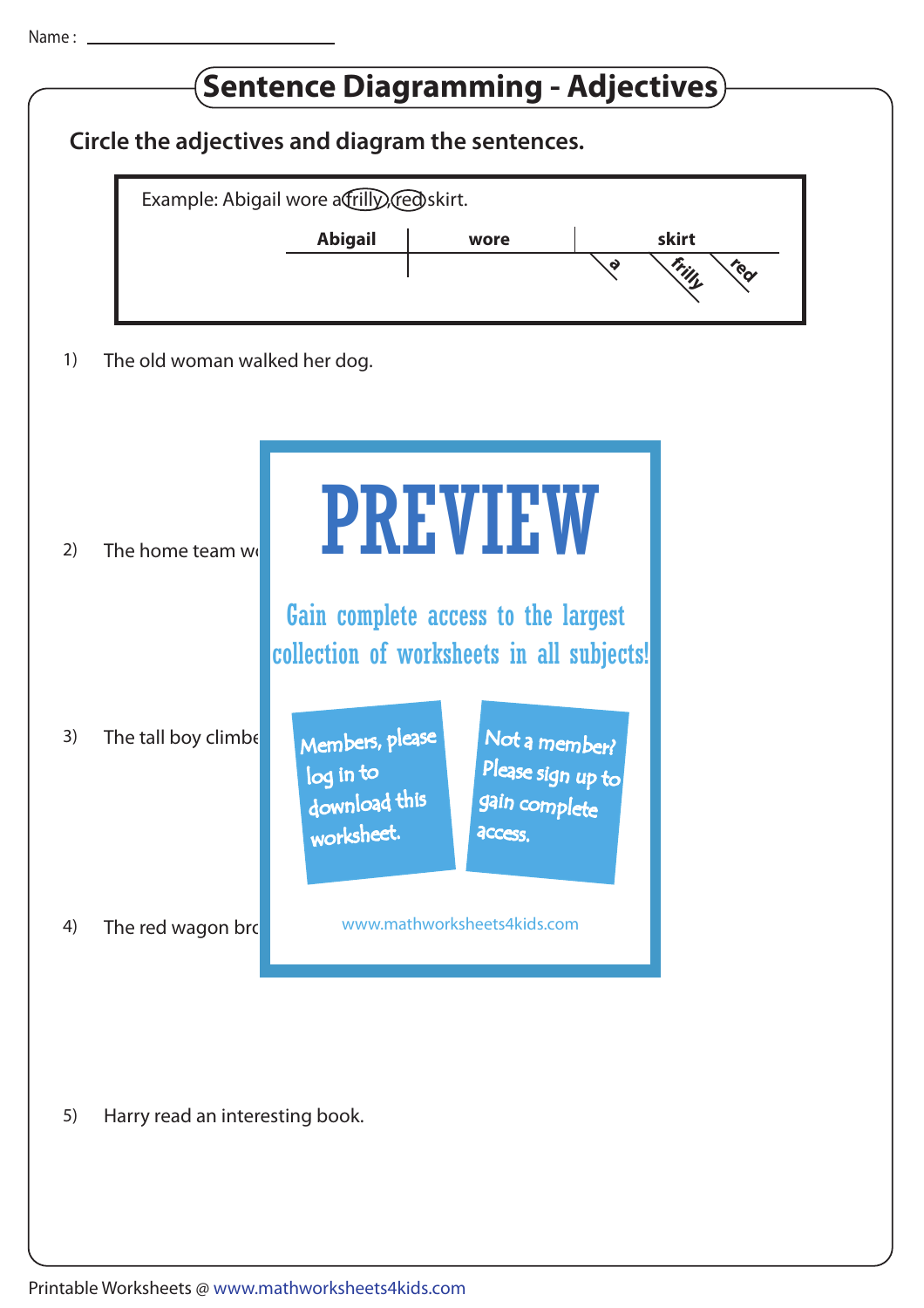Name : ____________________

# Sentence Diagramming - Adjectives

**Circle the adjectives and diagram the sentences.**

Example: Abigail wore a (frilly) (red) skirt.

| Abigail | wore | skirt |
|---|---|---|
| | | a, frilly, red |

1) The old woman walked her dog.

2) The home team w

3) The tall boy climbe

4) The red wagon bro

5) Harry read an interesting book.

PREVIEW

Gain complete access to the largest collection of worksheets in all subjects!

Members, please log in to download this worksheet.

Not a member? Please sign up to gain complete access.

www.mathworksheets4kids.com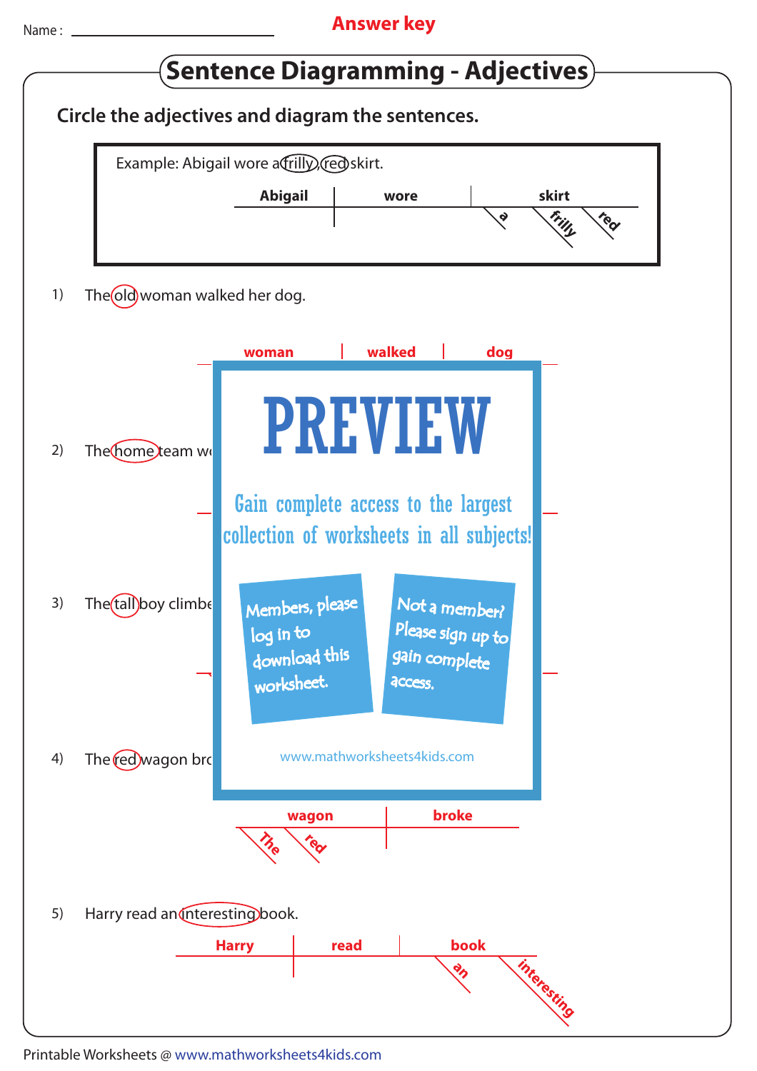Name : ______________________

**Answer key**

# Sentence Diagramming - Adjectives

**Circle the adjectives and diagram the sentences.**

Example: Abigail wore a (frilly), (red) skirt.

Abigail | wore | skirt
(a, frilly, red)

1) The (old) woman walked her dog.

woman | walked | dog

2) The (home) team w

3) The (tall) boy climbe

4) The (red) wagon bro

wagon | broke
(The, red)

5) Harry read an (interesting) book.

Harry | read | book
(an, interesting)

PREVIEW

Gain complete access to the largest collection of worksheets in all subjects!

Members, please log in to download this worksheet.

Not a member? Please sign up to gain complete access.

www.mathworksheets4kids.com